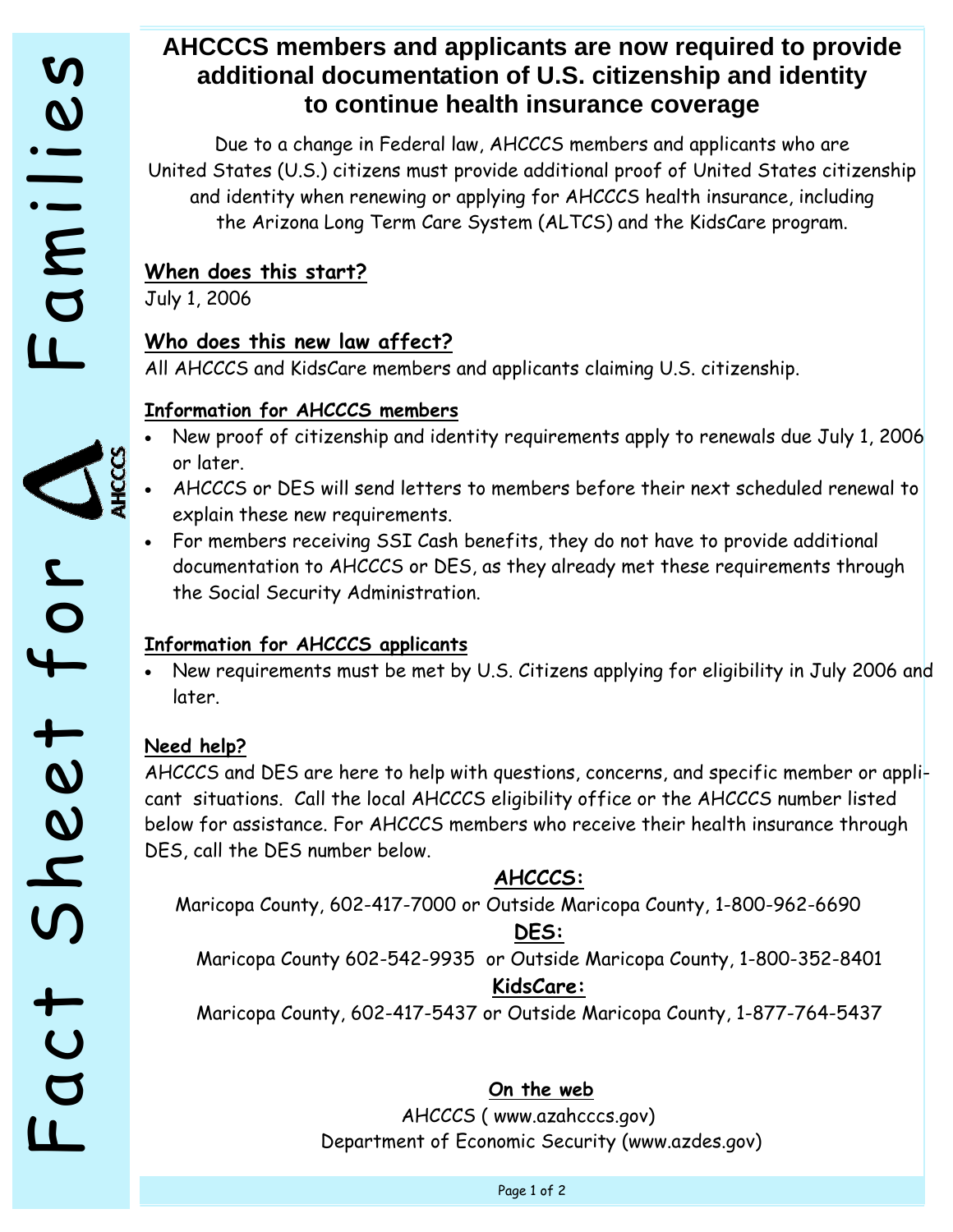# AHCCCS members and applicants are now required to provide additional documentation of U.S. citizenship and identity to continue health insurance coverage

Due to a change in Federal law, AHCCCS members and applicants who are United States (U.S.) citizens must provide additional proof of United States citizenship and identity when renewing or applying for AHCCCS health insurance, including the Arizona Long Term Care System (ALTCS) and the KidsCare program.

## When does this start?

July 1, 2006

## Who does this new law affect?

All AHCCCS and KidsCare members and applicants claiming U.S. citizenship.

### Information for AHCCCS members

- New proof of citizenship and identity requirements apply to renewals due July 1, 2006 or later.
- AHCCCS or DES will send letters to members before their next scheduled renewal to explain these new requirements.
- For members receiving SSI Cash benefits, they do not have to provide additional documentation to AHCCCS or DES, as they already met these requirements through the Social Security Administration.

### Information for AHCCCS applicants

- New requirements must be met by U.S. Citizens applying for eligibility in July 2006 and later.

## Need help?

AHCCCS and DES are here to help with questions, concerns, and specific member or applicant situations. Call the local AHCCCS eligibility office or the AHCCCS number listed below for assistance. For AHCCCS members who receive their health insurance through DES, call the DES number below.

**AHCCCS:**

Maricopa County, 602-417-7000 or Outside Maricopa County, 1-800-962-6690

**DES:**

Maricopa County 602-542-9935 or Outside Maricopa County, 1-800-352-8401

**KidsCare:**

Maricopa County, 602-417-5437 or Outside Maricopa County, 1-877-764-5437

**On the web**

AHCCCS ( www.azahcccs.gov)

Department of Economic Security (www.azdes.gov)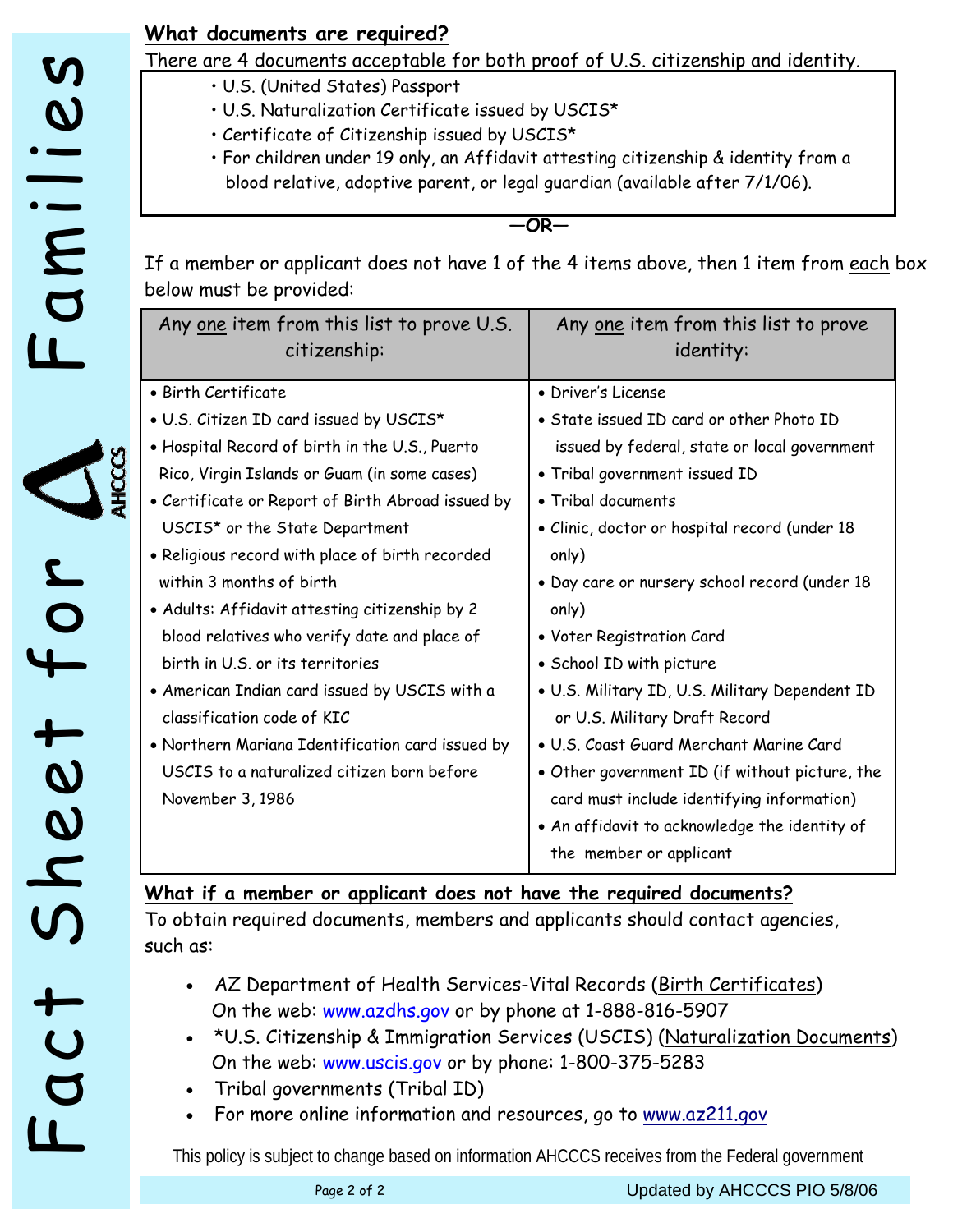## What documents are required?

There are 4 documents acceptable for both proof of U.S. citizenship and identity.

- U.S. (United States) Passport
- U.S. Naturalization Certificate issued by USCIS*
- Certificate of Citizenship issued by USCIS*
- For children under 19 only, an Affidavit attesting citizenship & identity from a blood relative, adoptive parent, or legal guardian (available after 7/1/06).

—*OR*—

If a member or applicant does not have 1 of the 4 items above, then 1 item from each box below must be provided:

| Any one item from this list to prove U.S. citizenship: | Any one item from this list to prove identity: |
|---|---|
| • Birth Certificate<br>• U.S. Citizen ID card issued by USCIS*<br>• Hospital Record of birth in the U.S., Puerto Rico, Virgin Islands or Guam (in some cases)<br>• Certificate or Report of Birth Abroad issued by USCIS* or the State Department<br>• Religious record with place of birth recorded within 3 months of birth<br>• Adults: Affidavit attesting citizenship by 2 blood relatives who verify date and place of birth in U.S. or its territories<br>• American Indian card issued by USCIS with a classification code of KIC<br>• Northern Mariana Identification card issued by USCIS to a naturalized citizen born before November 3, 1986 | • Driver's License<br>• State issued ID card or other Photo ID issued by federal, state or local government<br>• Tribal government issued ID<br>• Tribal documents<br>• Clinic, doctor or hospital record (under 18 only)<br>• Day care or nursery school record (under 18 only)<br>• Voter Registration Card<br>• School ID with picture<br>• U.S. Military ID, U.S. Military Dependent ID or U.S. Military Draft Record<br>• U.S. Coast Guard Merchant Marine Card<br>• Other government ID (if without picture, the card must include identifying information)<br>• An affidavit to acknowledge the identity of the member or applicant |

## What if a member or applicant does not have the required documents?

To obtain required documents, members and applicants should contact agencies, such as:

- AZ Department of Health Services-Vital Records (Birth Certificates)
  On the web: www.azdhs.gov or by phone at 1-888-816-5907
- *U.S. Citizenship & Immigration Services (USCIS) (Naturalization Documents)
  On the web: www.uscis.gov or by phone: 1-800-375-5283
- Tribal governments (Tribal ID)
- For more online information and resources, go to www.az211.gov

This policy is subject to change based on information AHCCCS receives from the Federal government

Updated by AHCCCS PIO 5/8/06